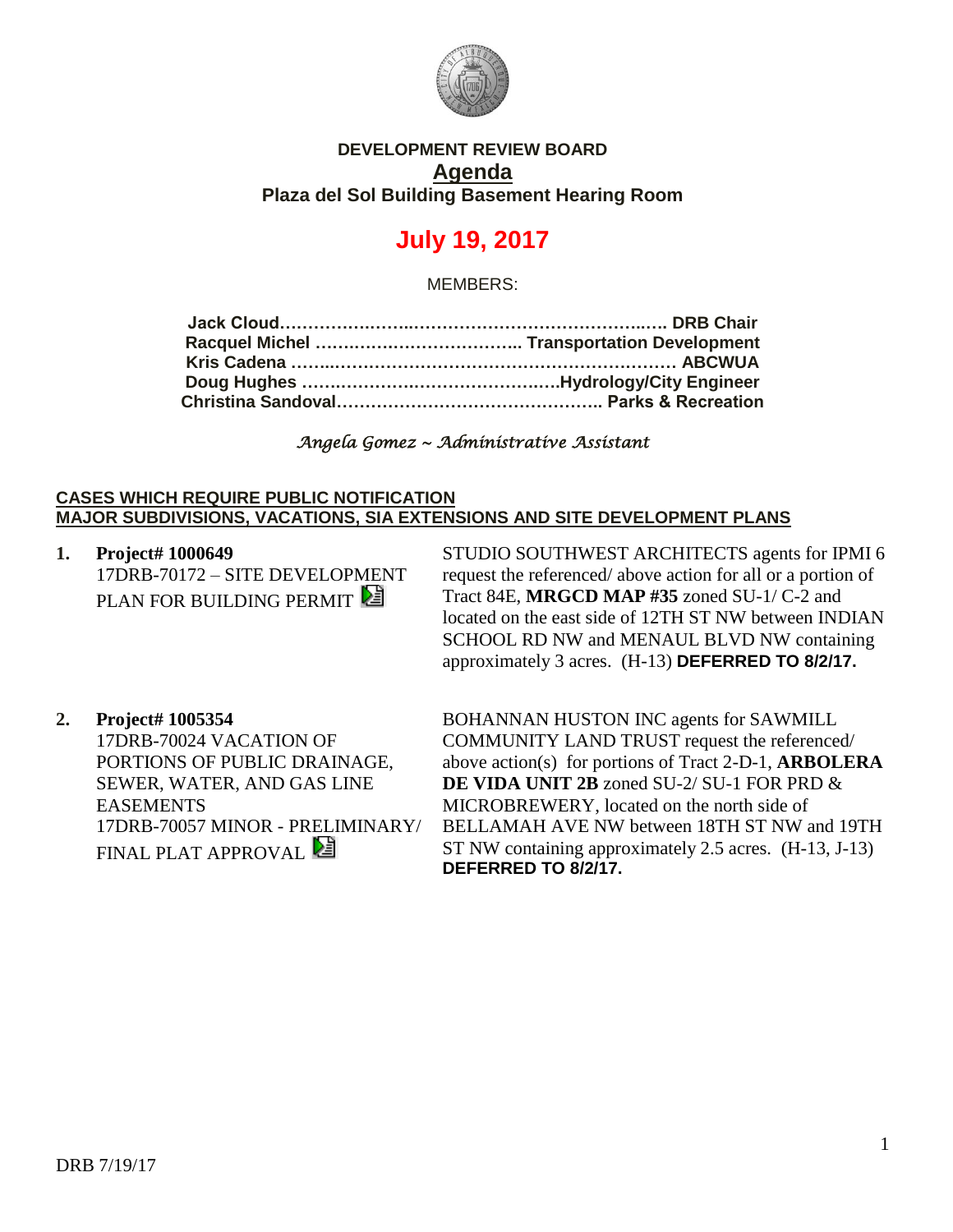**DEVELOPMENT REVIEW BOARD**

**Agenda**

**Plaza del Sol Building Basement Hearing Room**

# July 19, 2017

MEMBERS:

**Jack Cloud………………………………………………………….. DRB Chair**
**Racquel Michel ……………………………….. Transportation Development**
**Kris Cadena ……………………………………………………………… ABCWUA**
**Doug Hughes ………………………………………..Hydrology/City Engineer**
**Christina Sandoval……………………………………………. Parks & Recreation**

*Angela Gomez ~ Administrative Assistant*

**CASES WHICH REQUIRE PUBLIC NOTIFICATION**
**MAJOR SUBDIVISIONS, VACATIONS, SIA EXTENSIONS AND SITE DEVELOPMENT PLANS**

1. **Project# 1000649**
   17DRB-70172 – SITE DEVELOPMENT PLAN FOR BUILDING PERMIT

   STUDIO SOUTHWEST ARCHITECTS agents for IPMI 6 request the referenced/ above action for all or a portion of Tract 84E, **MRGCD MAP #35** zoned SU-1/ C-2 and located on the east side of 12TH ST NW between INDIAN SCHOOL RD NW and MENAUL BLVD NW containing approximately 3 acres. (H-13) **DEFERRED TO 8/2/17.**

2. **Project# 1005354**
   17DRB-70024 VACATION OF PORTIONS OF PUBLIC DRAINAGE, SEWER, WATER, AND GAS LINE EASEMENTS
   17DRB-70057 MINOR - PRELIMINARY/ FINAL PLAT APPROVAL

   BOHANNAN HUSTON INC agents for SAWMILL COMMUNITY LAND TRUST request the referenced/ above action(s) for portions of Tract 2-D-1, **ARBOLERA DE VIDA UNIT 2B** zoned SU-2/ SU-1 FOR PRD & MICROBREWERY, located on the north side of BELLAMAH AVE NW between 18TH ST NW and 19TH ST NW containing approximately 2.5 acres. (H-13, J-13) **DEFERRED TO 8/2/17.**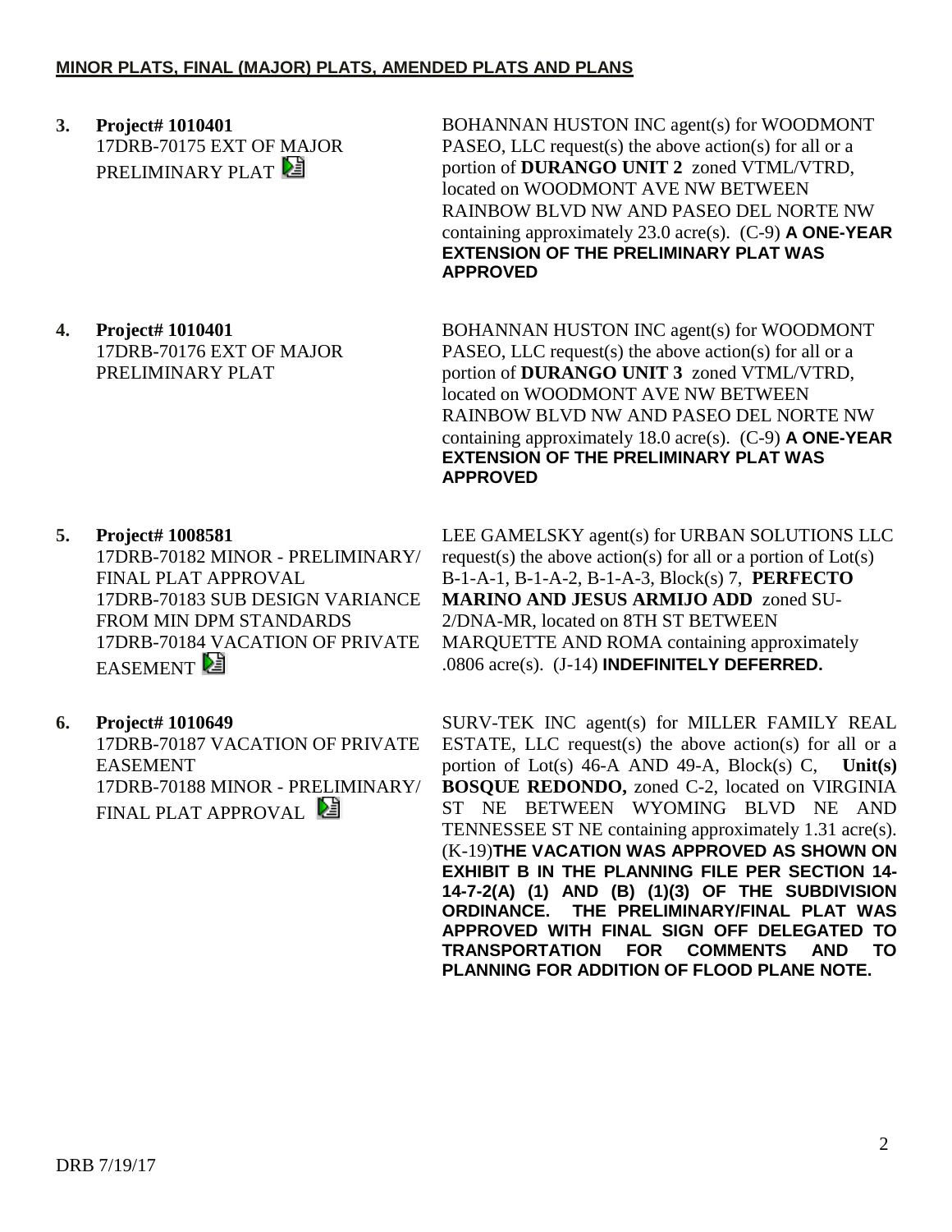**MINOR PLATS, FINAL (MAJOR) PLATS, AMENDED PLATS AND PLANS**

**3. Project# 1010401**
17DRB-70175 EXT OF MAJOR PRELIMINARY PLAT

BOHANNAN HUSTON INC agent(s) for WOODMONT PASEO, LLC request(s) the above action(s) for all or a portion of **DURANGO UNIT 2** zoned VTML/VTRD, located on WOODMONT AVE NW BETWEEN RAINBOW BLVD NW AND PASEO DEL NORTE NW containing approximately 23.0 acre(s). (C-9) **A ONE-YEAR EXTENSION OF THE PRELIMINARY PLAT WAS APPROVED**

**4. Project# 1010401**
17DRB-70176 EXT OF MAJOR PRELIMINARY PLAT

BOHANNAN HUSTON INC agent(s) for WOODMONT PASEO, LLC request(s) the above action(s) for all or a portion of **DURANGO UNIT 3** zoned VTML/VTRD, located on WOODMONT AVE NW BETWEEN RAINBOW BLVD NW AND PASEO DEL NORTE NW containing approximately 18.0 acre(s). (C-9) **A ONE-YEAR EXTENSION OF THE PRELIMINARY PLAT WAS APPROVED**

**5. Project# 1008581**
17DRB-70182 MINOR - PRELIMINARY/ FINAL PLAT APPROVAL
17DRB-70183 SUB DESIGN VARIANCE FROM MIN DPM STANDARDS
17DRB-70184 VACATION OF PRIVATE EASEMENT

LEE GAMELSKY agent(s) for URBAN SOLUTIONS LLC request(s) the above action(s) for all or a portion of Lot(s) B-1-A-1, B-1-A-2, B-1-A-3, Block(s) 7, **PERFECTO MARINO AND JESUS ARMIJO ADD** zoned SU-2/DNA-MR, located on 8TH ST BETWEEN MARQUETTE AND ROMA containing approximately .0806 acre(s). (J-14) **INDEFINITELY DEFERRED.**

**6. Project# 1010649**
17DRB-70187 VACATION OF PRIVATE EASEMENT
17DRB-70188 MINOR - PRELIMINARY/ FINAL PLAT APPROVAL

SURV-TEK INC agent(s) for MILLER FAMILY REAL ESTATE, LLC request(s) the above action(s) for all or a portion of Lot(s) 46-A AND 49-A, Block(s) C, **Unit(s) BOSQUE REDONDO,** zoned C-2, located on VIRGINIA ST NE BETWEEN WYOMING BLVD NE AND TENNESSEE ST NE containing approximately 1.31 acre(s). (K-19)**THE VACATION WAS APPROVED AS SHOWN ON EXHIBIT B IN THE PLANNING FILE PER SECTION 14-14-7-2(A) (1) AND (B) (1)(3) OF THE SUBDIVISION ORDINANCE. THE PRELIMINARY/FINAL PLAT WAS APPROVED WITH FINAL SIGN OFF DELEGATED TO TRANSPORTATION FOR COMMENTS AND TO PLANNING FOR ADDITION OF FLOOD PLANE NOTE.**

DRB 7/19/17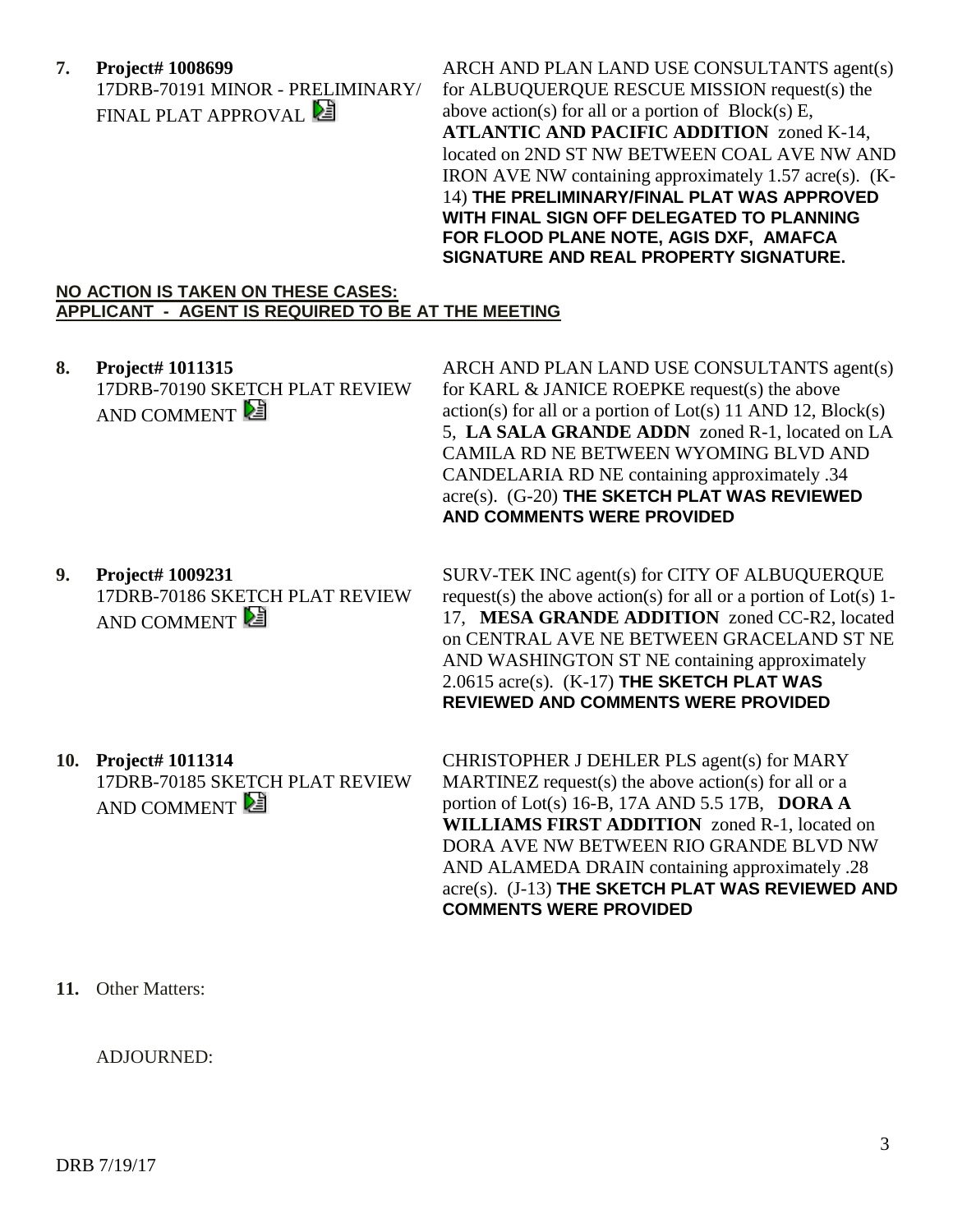**7. Project# 1008699**
17DRB-70191 MINOR - PRELIMINARY/ FINAL PLAT APPROVAL

ARCH AND PLAN LAND USE CONSULTANTS agent(s) for ALBUQUERQUE RESCUE MISSION request(s) the above action(s) for all or a portion of Block(s) E, **ATLANTIC AND PACIFIC ADDITION** zoned K-14, located on 2ND ST NW BETWEEN COAL AVE NW AND IRON AVE NW containing approximately 1.57 acre(s). (K-14) **THE PRELIMINARY/FINAL PLAT WAS APPROVED WITH FINAL SIGN OFF DELEGATED TO PLANNING FOR FLOOD PLANE NOTE, AGIS DXF, AMAFCA SIGNATURE AND REAL PROPERTY SIGNATURE.**

**NO ACTION IS TAKEN ON THESE CASES:**
**APPLICANT - AGENT IS REQUIRED TO BE AT THE MEETING**

**8. Project# 1011315**
17DRB-70190 SKETCH PLAT REVIEW AND COMMENT

ARCH AND PLAN LAND USE CONSULTANTS agent(s) for KARL & JANICE ROEPKE request(s) the above action(s) for all or a portion of Lot(s) 11 AND 12, Block(s) 5, **LA SALA GRANDE ADDN** zoned R-1, located on LA CAMILA RD NE BETWEEN WYOMING BLVD AND CANDELARIA RD NE containing approximately .34 acre(s). (G-20) **THE SKETCH PLAT WAS REVIEWED AND COMMENTS WERE PROVIDED**

**9. Project# 1009231**
17DRB-70186 SKETCH PLAT REVIEW AND COMMENT

SURV-TEK INC agent(s) for CITY OF ALBUQUERQUE request(s) the above action(s) for all or a portion of Lot(s) 1-17, **MESA GRANDE ADDITION** zoned CC-R2, located on CENTRAL AVE NE BETWEEN GRACELAND ST NE AND WASHINGTON ST NE containing approximately 2.0615 acre(s). (K-17) **THE SKETCH PLAT WAS REVIEWED AND COMMENTS WERE PROVIDED**

**10. Project# 1011314**
17DRB-70185 SKETCH PLAT REVIEW AND COMMENT

CHRISTOPHER J DEHLER PLS agent(s) for MARY MARTINEZ request(s) the above action(s) for all or a portion of Lot(s) 16-B, 17A AND 5.5 17B, **DORA A WILLIAMS FIRST ADDITION** zoned R-1, located on DORA AVE NW BETWEEN RIO GRANDE BLVD NW AND ALAMEDA DRAIN containing approximately .28 acre(s). (J-13) **THE SKETCH PLAT WAS REVIEWED AND COMMENTS WERE PROVIDED**

**11.** Other Matters:

ADJOURNED:

DRB 7/19/17